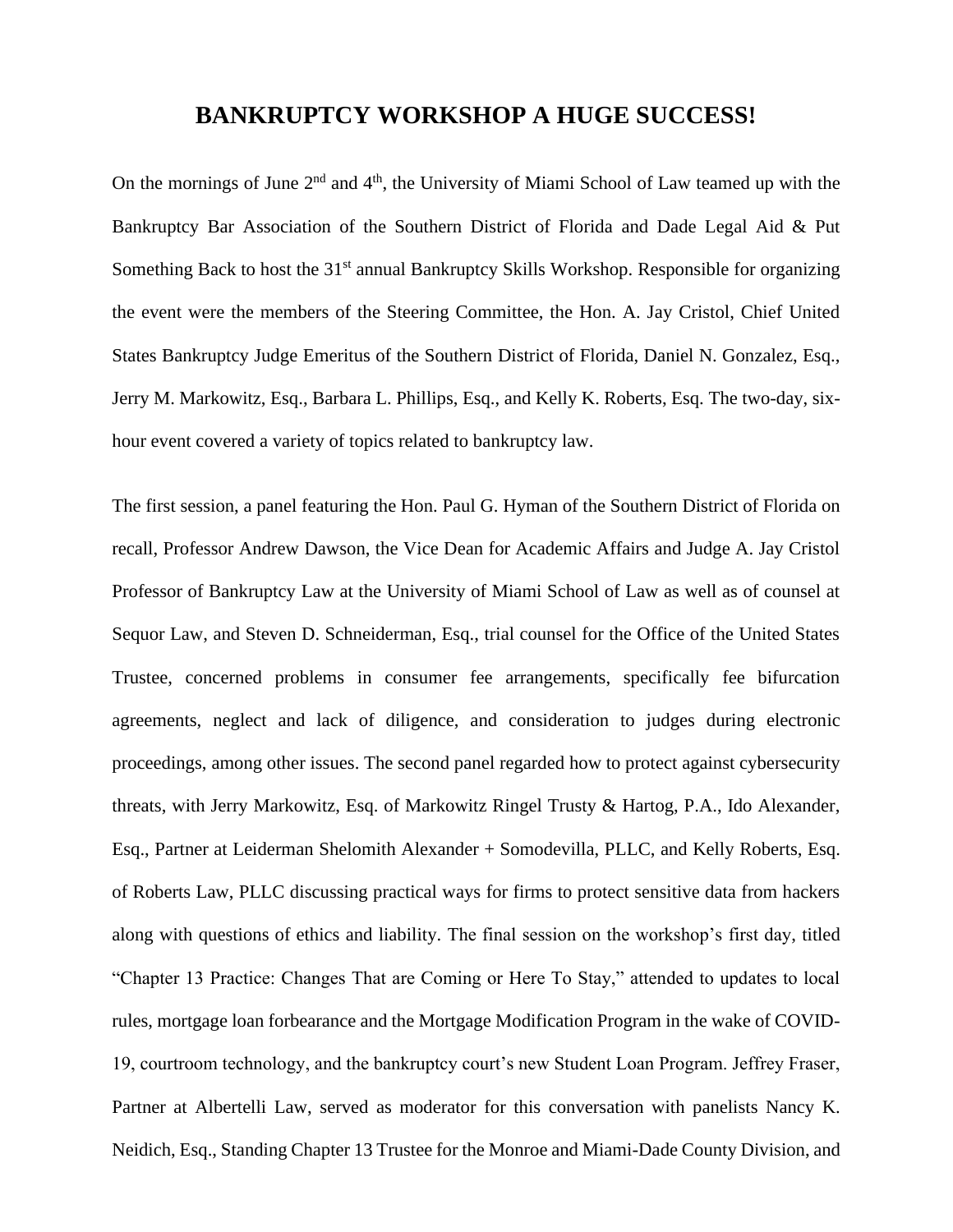# BANKRUPTCY WORKSHOP A HUGE SUCCESS!

On the mornings of June 2nd and 4th, the University of Miami School of Law teamed up with the Bankruptcy Bar Association of the Southern District of Florida and Dade Legal Aid & Put Something Back to host the 31st annual Bankruptcy Skills Workshop. Responsible for organizing the event were the members of the Steering Committee, the Hon. A. Jay Cristol, Chief United States Bankruptcy Judge Emeritus of the Southern District of Florida, Daniel N. Gonzalez, Esq., Jerry M. Markowitz, Esq., Barbara L. Phillips, Esq., and Kelly K. Roberts, Esq. The two-day, six-hour event covered a variety of topics related to bankruptcy law.

The first session, a panel featuring the Hon. Paul G. Hyman of the Southern District of Florida on recall, Professor Andrew Dawson, the Vice Dean for Academic Affairs and Judge A. Jay Cristol Professor of Bankruptcy Law at the University of Miami School of Law as well as of counsel at Sequor Law, and Steven D. Schneiderman, Esq., trial counsel for the Office of the United States Trustee, concerned problems in consumer fee arrangements, specifically fee bifurcation agreements, neglect and lack of diligence, and consideration to judges during electronic proceedings, among other issues. The second panel regarded how to protect against cybersecurity threats, with Jerry Markowitz, Esq. of Markowitz Ringel Trusty & Hartog, P.A., Ido Alexander, Esq., Partner at Leiderman Shelomith Alexander + Somodevilla, PLLC, and Kelly Roberts, Esq. of Roberts Law, PLLC discussing practical ways for firms to protect sensitive data from hackers along with questions of ethics and liability. The final session on the workshop's first day, titled "Chapter 13 Practice: Changes That are Coming or Here To Stay," attended to updates to local rules, mortgage loan forbearance and the Mortgage Modification Program in the wake of COVID-19, courtroom technology, and the bankruptcy court's new Student Loan Program. Jeffrey Fraser, Partner at Albertelli Law, served as moderator for this conversation with panelists Nancy K. Neidich, Esq., Standing Chapter 13 Trustee for the Monroe and Miami-Dade County Division, and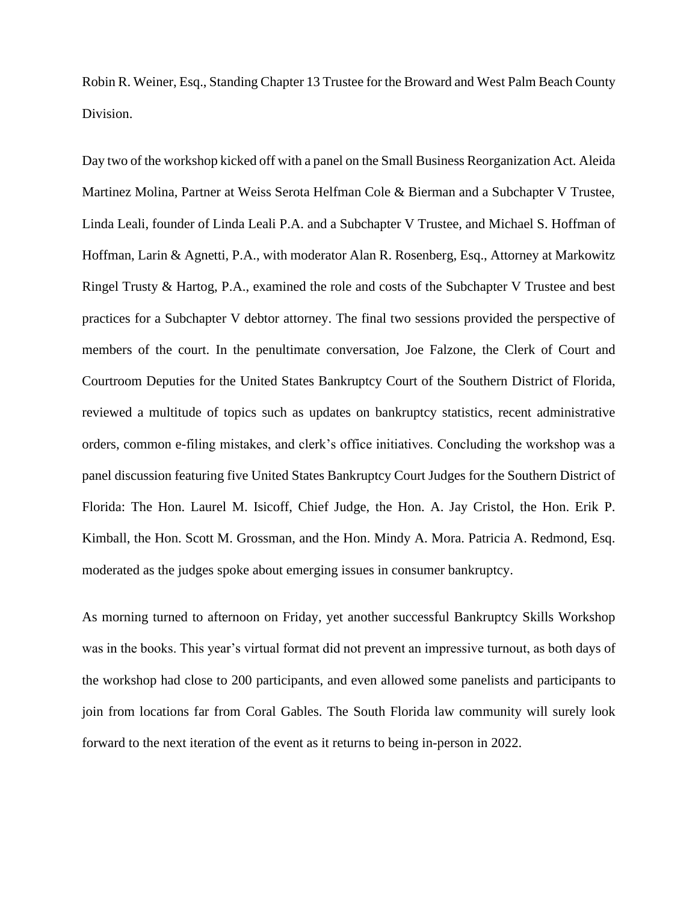Robin R. Weiner, Esq., Standing Chapter 13 Trustee for the Broward and West Palm Beach County Division.

Day two of the workshop kicked off with a panel on the Small Business Reorganization Act. Aleida Martinez Molina, Partner at Weiss Serota Helfman Cole & Bierman and a Subchapter V Trustee, Linda Leali, founder of Linda Leali P.A. and a Subchapter V Trustee, and Michael S. Hoffman of Hoffman, Larin & Agnetti, P.A., with moderator Alan R. Rosenberg, Esq., Attorney at Markowitz Ringel Trusty & Hartog, P.A., examined the role and costs of the Subchapter V Trustee and best practices for a Subchapter V debtor attorney. The final two sessions provided the perspective of members of the court. In the penultimate conversation, Joe Falzone, the Clerk of Court and Courtroom Deputies for the United States Bankruptcy Court of the Southern District of Florida, reviewed a multitude of topics such as updates on bankruptcy statistics, recent administrative orders, common e-filing mistakes, and clerk's office initiatives. Concluding the workshop was a panel discussion featuring five United States Bankruptcy Court Judges for the Southern District of Florida: The Hon. Laurel M. Isicoff, Chief Judge, the Hon. A. Jay Cristol, the Hon. Erik P. Kimball, the Hon. Scott M. Grossman, and the Hon. Mindy A. Mora. Patricia A. Redmond, Esq. moderated as the judges spoke about emerging issues in consumer bankruptcy.

As morning turned to afternoon on Friday, yet another successful Bankruptcy Skills Workshop was in the books. This year's virtual format did not prevent an impressive turnout, as both days of the workshop had close to 200 participants, and even allowed some panelists and participants to join from locations far from Coral Gables. The South Florida law community will surely look forward to the next iteration of the event as it returns to being in-person in 2022.